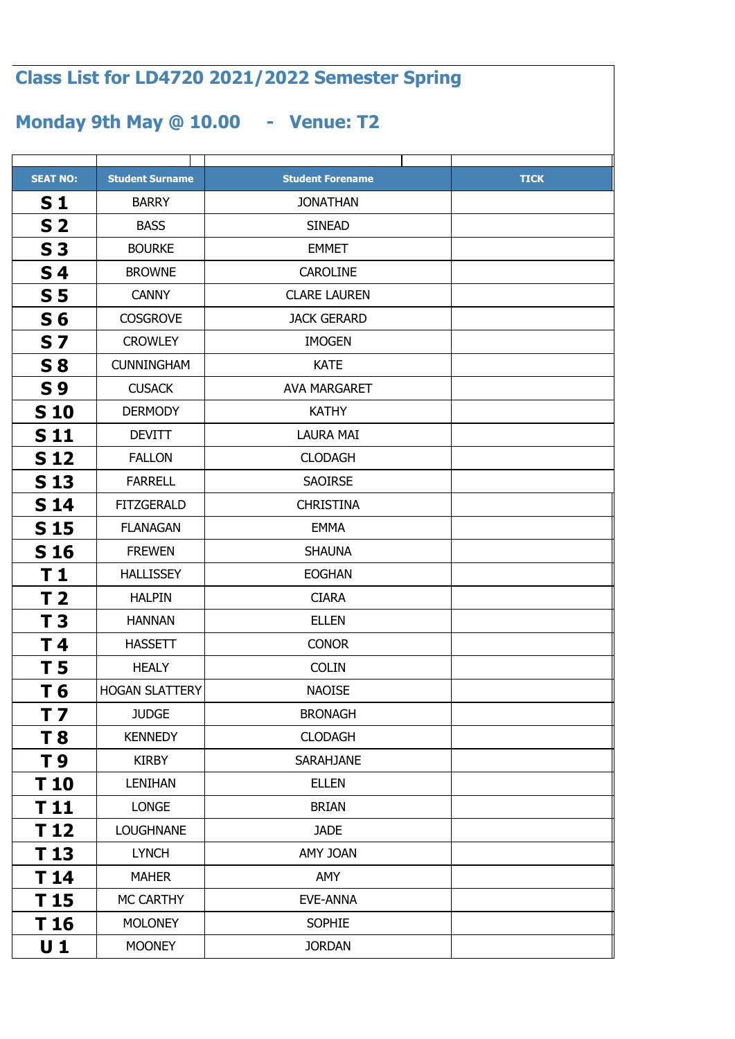# Class List for LD4720 2021/2022 Semester Spring

## Monday 9th May @ 10.00 - Venue: T2

| SEAT NO: | Student Surname | Student Forename | TICK |
|---|---|---|---|
| **S 1** | BARRY | JONATHAN | |
| **S 2** | BASS | SINEAD | |
| **S 3** | BOURKE | EMMET | |
| **S 4** | BROWNE | CAROLINE | |
| **S 5** | CANNY | CLARE LAUREN | |
| **S 6** | COSGROVE | JACK GERARD | |
| **S 7** | CROWLEY | IMOGEN | |
| **S 8** | CUNNINGHAM | KATE | |
| **S 9** | CUSACK | AVA MARGARET | |
| **S 10** | DERMODY | KATHY | |
| **S 11** | DEVITT | LAURA MAI | |
| **S 12** | FALLON | CLODAGH | |
| **S 13** | FARRELL | SAOIRSE | |
| **S 14** | FITZGERALD | CHRISTINA | |
| **S 15** | FLANAGAN | EMMA | |
| **S 16** | FREWEN | SHAUNA | |
| **T 1** | HALLISSEY | EOGHAN | |
| **T 2** | HALPIN | CIARA | |
| **T 3** | HANNAN | ELLEN | |
| **T 4** | HASSETT | CONOR | |
| **T 5** | HEALY | COLIN | |
| **T 6** | HOGAN SLATTERY | NAOISE | |
| **T 7** | JUDGE | BRONAGH | |
| **T 8** | KENNEDY | CLODAGH | |
| **T 9** | KIRBY | SARAHJANE | |
| **T 10** | LENIHAN | ELLEN | |
| **T 11** | LONGE | BRIAN | |
| **T 12** | LOUGHNANE | JADE | |
| **T 13** | LYNCH | AMY JOAN | |
| **T 14** | MAHER | AMY | |
| **T 15** | MC CARTHY | EVE-ANNA | |
| **T 16** | MOLONEY | SOPHIE | |
| **U 1** | MOONEY | JORDAN | |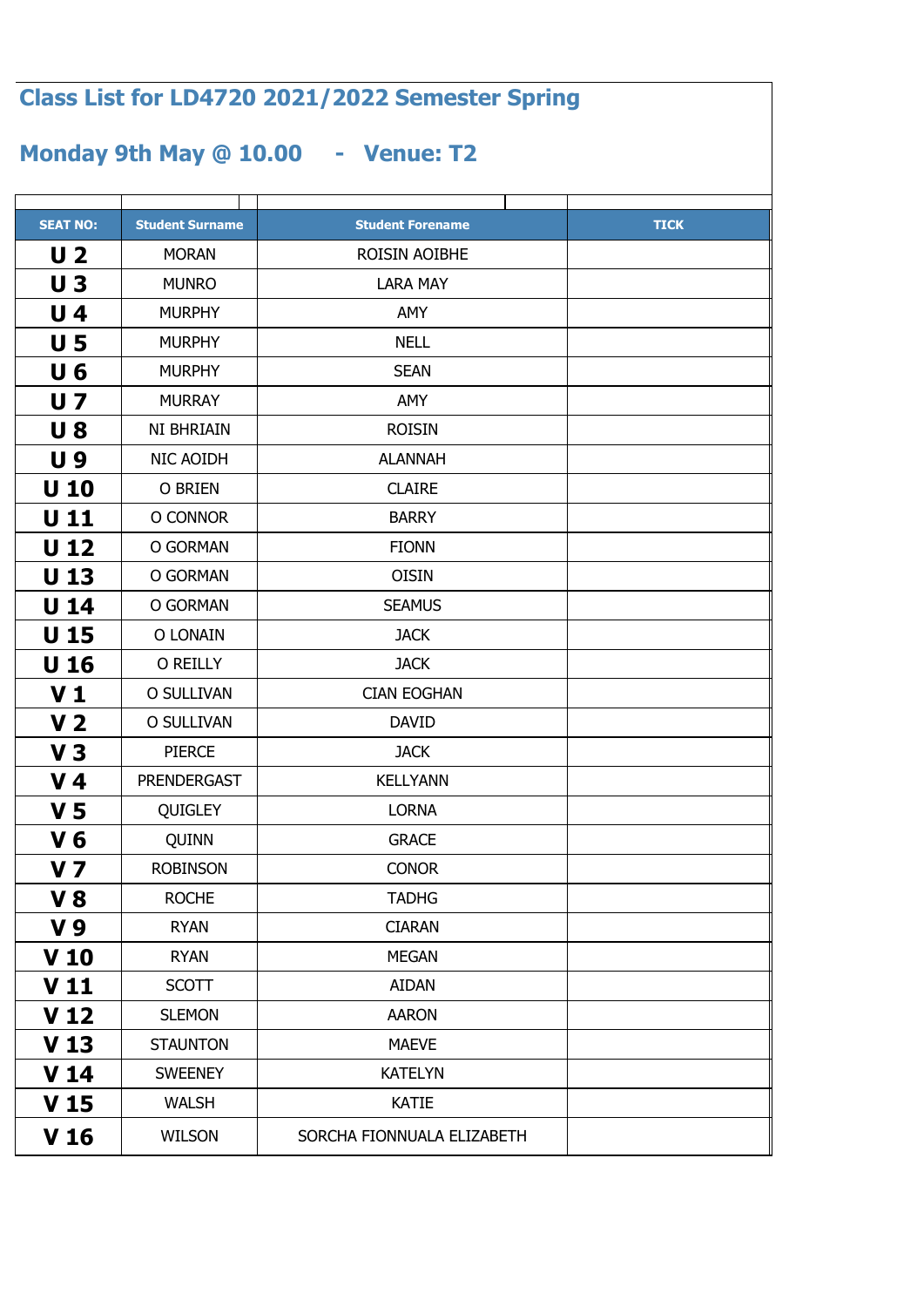## Class List for LD4720 2021/2022 Semester Spring

## Monday 9th May @ 10.00 - Venue: T2

| SEAT NO: | Student Surname | Student Forename | TICK |
|---|---|---|---|
| **U 2** | MORAN | ROISIN AOIBHE | |
| **U 3** | MUNRO | LARA MAY | |
| **U 4** | MURPHY | AMY | |
| **U 5** | MURPHY | NELL | |
| **U 6** | MURPHY | SEAN | |
| **U 7** | MURRAY | AMY | |
| **U 8** | NI BHRIAIN | ROISIN | |
| **U 9** | NIC AOIDH | ALANNAH | |
| **U 10** | O BRIEN | CLAIRE | |
| **U 11** | O CONNOR | BARRY | |
| **U 12** | O GORMAN | FIONN | |
| **U 13** | O GORMAN | OISIN | |
| **U 14** | O GORMAN | SEAMUS | |
| **U 15** | O LONAIN | JACK | |
| **U 16** | O REILLY | JACK | |
| **V 1** | O SULLIVAN | CIAN EOGHAN | |
| **V 2** | O SULLIVAN | DAVID | |
| **V 3** | PIERCE | JACK | |
| **V 4** | PRENDERGAST | KELLYANN | |
| **V 5** | QUIGLEY | LORNA | |
| **V 6** | QUINN | GRACE | |
| **V 7** | ROBINSON | CONOR | |
| **V 8** | ROCHE | TADHG | |
| **V 9** | RYAN | CIARAN | |
| **V 10** | RYAN | MEGAN | |
| **V 11** | SCOTT | AIDAN | |
| **V 12** | SLEMON | AARON | |
| **V 13** | STAUNTON | MAEVE | |
| **V 14** | SWEENEY | KATELYN | |
| **V 15** | WALSH | KATIE | |
| **V 16** | WILSON | SORCHA FIONNUALA ELIZABETH | |